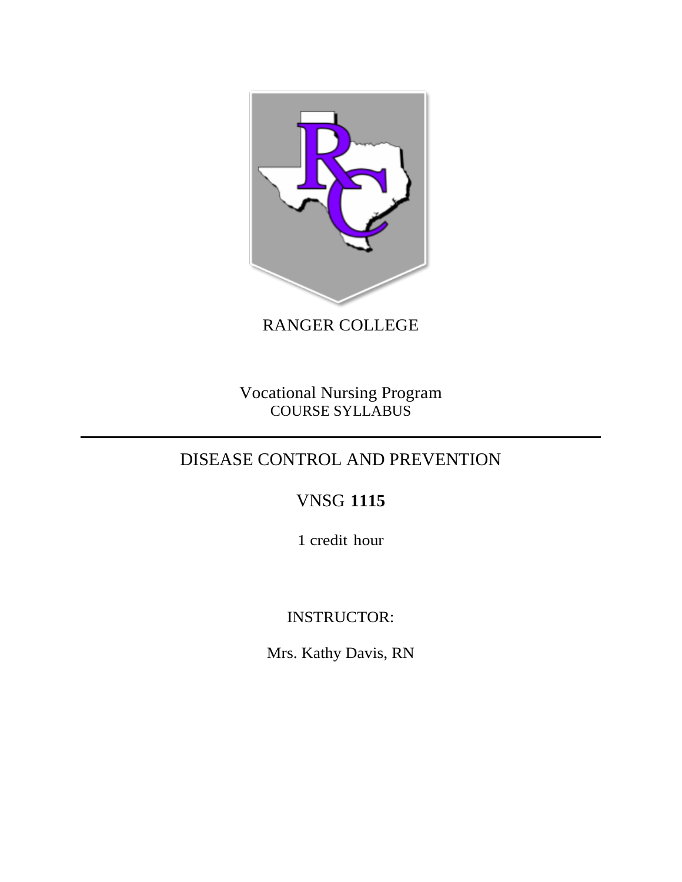RANGER COLLEGE

Vocational Nursing Program
COURSE SYLLABUS

---

# DISEASE CONTROL AND PREVENTION

## VNSG **1115**

1 credit hour

INSTRUCTOR:

Mrs. Kathy Davis, RN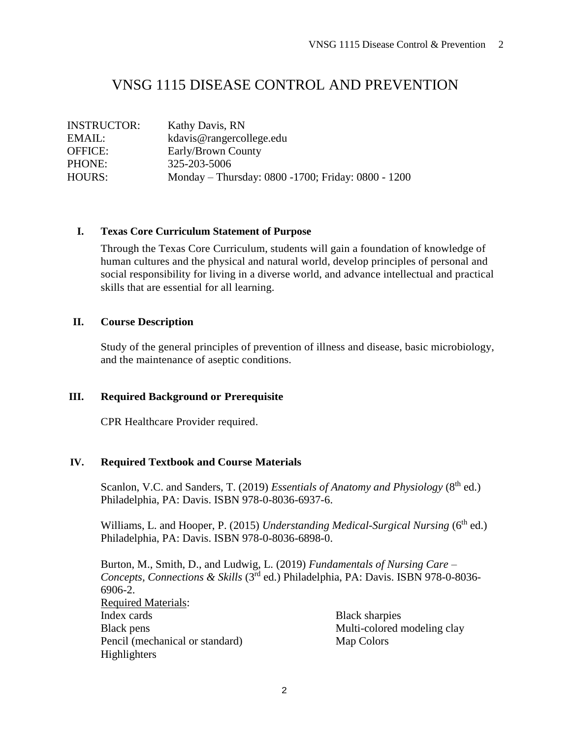# VNSG 1115 DISEASE CONTROL AND PREVENTION

INSTRUCTOR: Kathy Davis, RN
EMAIL: kdavis@rangercollege.edu
OFFICE: Early/Brown County
PHONE: 325-203-5006
HOURS: Monday – Thursday: 0800 -1700; Friday: 0800 - 1200

## I. Texas Core Curriculum Statement of Purpose

Through the Texas Core Curriculum, students will gain a foundation of knowledge of human cultures and the physical and natural world, develop principles of personal and social responsibility for living in a diverse world, and advance intellectual and practical skills that are essential for all learning.

## II. Course Description

Study of the general principles of prevention of illness and disease, basic microbiology, and the maintenance of aseptic conditions.

## III. Required Background or Prerequisite

CPR Healthcare Provider required.

## IV. Required Textbook and Course Materials

Scanlon, V.C. and Sanders, T. (2019) *Essentials of Anatomy and Physiology* (8th ed.) Philadelphia, PA: Davis. ISBN 978-0-8036-6937-6.

Williams, L. and Hooper, P. (2015) *Understanding Medical-Surgical Nursing* (6th ed.) Philadelphia, PA: Davis. ISBN 978-0-8036-6898-0.

Burton, M., Smith, D., and Ludwig, L. (2019) *Fundamentals of Nursing Care – Concepts, Connections & Skills* (3rd ed.) Philadelphia, PA: Davis. ISBN 978-0-8036-6906-2.

Required Materials:

- Index cards
- Black pens
- Pencil (mechanical or standard)
- Highlighters
- Black sharpies
- Multi-colored modeling clay
- Map Colors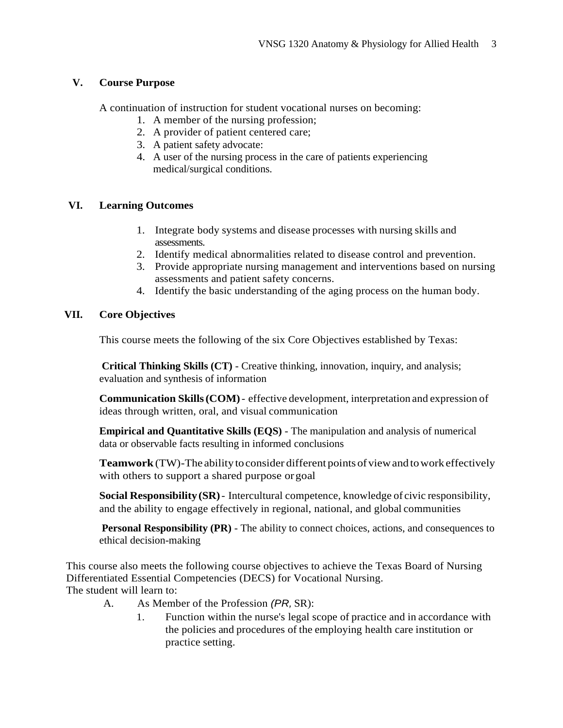## V. Course Purpose

A continuation of instruction for student vocational nurses on becoming:

1. A member of the nursing profession;
2. A provider of patient centered care;
3. A patient safety advocate:
4. A user of the nursing process in the care of patients experiencing medical/surgical conditions.

## VI. Learning Outcomes

1. Integrate body systems and disease processes with nursing skills and assessments.
2. Identify medical abnormalities related to disease control and prevention.
3. Provide appropriate nursing management and interventions based on nursing assessments and patient safety concerns.
4. Identify the basic understanding of the aging process on the human body.

## VII. Core Objectives

This course meets the following of the six Core Objectives established by Texas:

**Critical Thinking Skills (CT)** - Creative thinking, innovation, inquiry, and analysis; evaluation and synthesis of information

**Communication Skills (COM)** - effective development, interpretation and expression of ideas through written, oral, and visual communication

**Empirical and Quantitative Skills (EQS)** - The manipulation and analysis of numerical data or observable facts resulting in informed conclusions

**Teamwork** (TW)-The ability to consider different points of view and to work effectively with others to support a shared purpose or goal

**Social Responsibility (SR)** - Intercultural competence, knowledge of civic responsibility, and the ability to engage effectively in regional, national, and global communities

**Personal Responsibility (PR)** - The ability to connect choices, actions, and consequences to ethical decision-making

This course also meets the following course objectives to achieve the Texas Board of Nursing Differentiated Essential Competencies (DECS) for Vocational Nursing.
The student will learn to:

A. As Member of the Profession (*PR,* SR):
   1. Function within the nurse's legal scope of practice and in accordance with the policies and procedures of the employing health care institution or practice setting.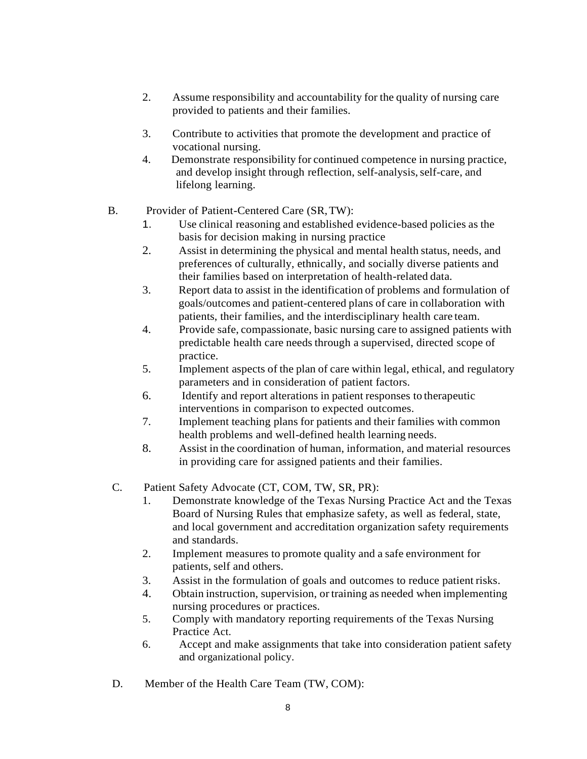2. Assume responsibility and accountability for the quality of nursing care provided to patients and their families.
3. Contribute to activities that promote the development and practice of vocational nursing.
4. Demonstrate responsibility for continued competence in nursing practice, and develop insight through reflection, self-analysis, self-care, and lifelong learning.

B. Provider of Patient-Centered Care (SR, TW):

1. Use clinical reasoning and established evidence-based policies as the basis for decision making in nursing practice
2. Assist in determining the physical and mental health status, needs, and preferences of culturally, ethnically, and socially diverse patients and their families based on interpretation of health-related data.
3. Report data to assist in the identification of problems and formulation of goals/outcomes and patient-centered plans of care in collaboration with patients, their families, and the interdisciplinary health care team.
4. Provide safe, compassionate, basic nursing care to assigned patients with predictable health care needs through a supervised, directed scope of practice.
5. Implement aspects of the plan of care within legal, ethical, and regulatory parameters and in consideration of patient factors.
6. Identify and report alterations in patient responses to therapeutic interventions in comparison to expected outcomes.
7. Implement teaching plans for patients and their families with common health problems and well-defined health learning needs.
8. Assist in the coordination of human, information, and material resources in providing care for assigned patients and their families.

C. Patient Safety Advocate (CT, COM, TW, SR, PR):

1. Demonstrate knowledge of the Texas Nursing Practice Act and the Texas Board of Nursing Rules that emphasize safety, as well as federal, state, and local government and accreditation organization safety requirements and standards.
2. Implement measures to promote quality and a safe environment for patients, self and others.
3. Assist in the formulation of goals and outcomes to reduce patient risks.
4. Obtain instruction, supervision, or training as needed when implementing nursing procedures or practices.
5. Comply with mandatory reporting requirements of the Texas Nursing Practice Act.
6. Accept and make assignments that take into consideration patient safety and organizational policy.

D. Member of the Health Care Team (TW, COM):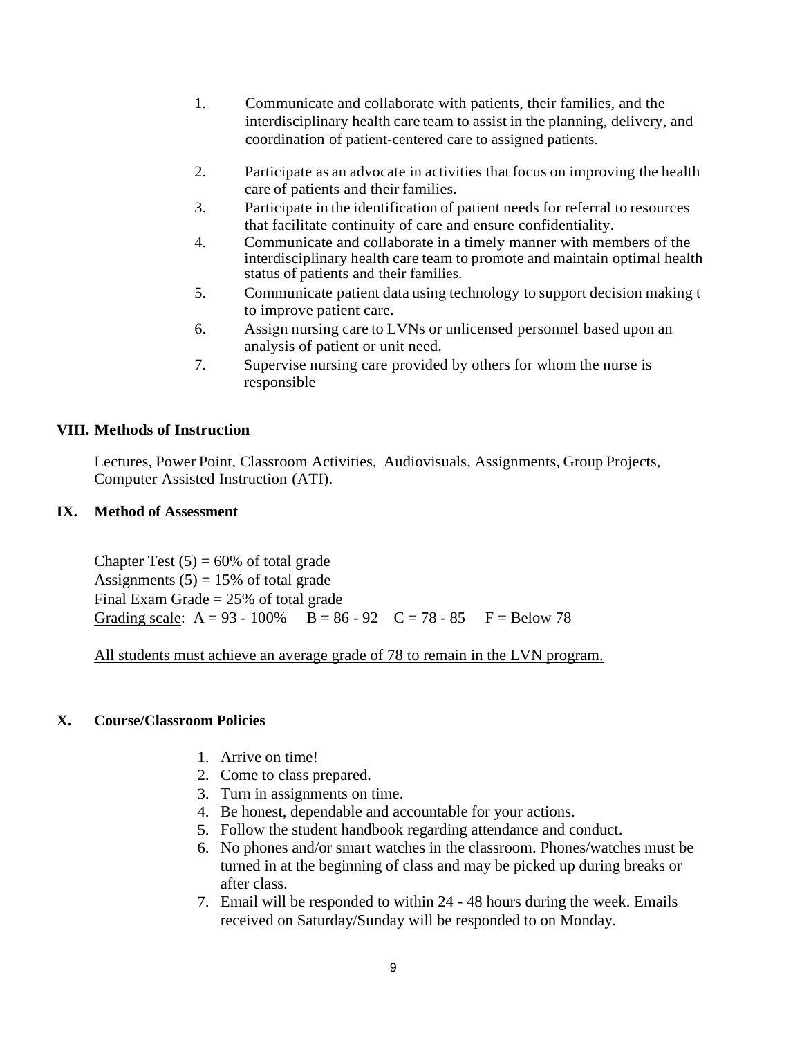1. Communicate and collaborate with patients, their families, and the interdisciplinary health care team to assist in the planning, delivery, and coordination of patient-centered care to assigned patients.
2. Participate as an advocate in activities that focus on improving the health care of patients and their families.
3. Participate in the identification of patient needs for referral to resources that facilitate continuity of care and ensure confidentiality.
4. Communicate and collaborate in a timely manner with members of the interdisciplinary health care team to promote and maintain optimal health status of patients and their families.
5. Communicate patient data using technology to support decision making t to improve patient care.
6. Assign nursing care to LVNs or unlicensed personnel based upon an analysis of patient or unit need.
7. Supervise nursing care provided by others for whom the nurse is responsible

## VIII. Methods of Instruction

Lectures, Power Point, Classroom Activities, Audiovisuals, Assignments, Group Projects, Computer Assisted Instruction (ATI).

## IX. Method of Assessment

Chapter Test (5) = 60% of total grade
Assignments (5) = 15% of total grade
Final Exam Grade = 25% of total grade
Grading scale: A = 93 - 100% B = 86 - 92 C = 78 - 85 F = Below 78

All students must achieve an average grade of 78 to remain in the LVN program.

## X. Course/Classroom Policies

1. Arrive on time!
2. Come to class prepared.
3. Turn in assignments on time.
4. Be honest, dependable and accountable for your actions.
5. Follow the student handbook regarding attendance and conduct.
6. No phones and/or smart watches in the classroom. Phones/watches must be turned in at the beginning of class and may be picked up during breaks or after class.
7. Email will be responded to within 24 - 48 hours during the week. Emails received on Saturday/Sunday will be responded to on Monday.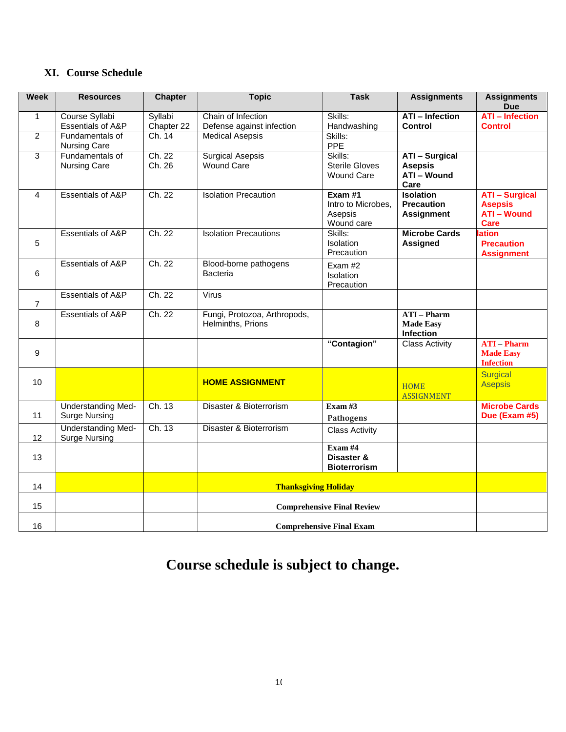## XI. Course Schedule

| Week | Resources | Chapter | Topic | Task | Assignments | Assignments Due |
|---|---|---|---|---|---|---|
| 1 | Course Syllabi Essentials of A&P | Syllabi Chapter 22 | Chain of Infection Defense against infection | Skills: Handwashing | **ATI – Infection Control** | **ATI – Infection Control** |
| 2 | Fundamentals of Nursing Care | Ch. 14 | Medical Asepsis | Skills: PPE | | |
| 3 | Fundamentals of Nursing Care | Ch. 22 Ch. 26 | Surgical Asepsis Wound Care | Skills: Sterile Gloves Wound Care | **ATI – Surgical Asepsis ATI – Wound Care** | |
| 4 | Essentials of A&P | Ch. 22 | Isolation Precaution | **Exam #1** Intro to Microbes, Asepsis Wound care | **Isolation Precaution Assignment** | **ATI – Surgical Asepsis ATI – Wound Care** |
| 5 | Essentials of A&P | Ch. 22 | Isolation Precautions | Skills: Isolation Precaution | **Microbe Cards Assigned** | **lation Precaution Assignment** |
| 6 | Essentials of A&P | Ch. 22 | Blood-borne pathogens Bacteria | Exam #2 Isolation Precaution | | |
| 7 | Essentials of A&P | Ch. 22 | Virus | | | |
| 8 | Essentials of A&P | Ch. 22 | Fungi, Protozoa, Arthropods, Helminths, Prions | | **ATI – Pharm Made Easy Infection** | |
| 9 | | | | **"Contagion"** | Class Activity | **ATI – Pharm Made Easy Infection** |
| 10 | | | **HOME ASSIGNMENT** | | HOME ASSIGNMENT | Surgical Asepsis |
| 11 | Understanding Med-Surge Nursing | Ch. 13 | Disaster & Bioterrorism | **Exam #3 Pathogens** | | **Microbe Cards Due (Exam #5)** |
| 12 | Understanding Med-Surge Nursing | Ch. 13 | Disaster & Bioterrorism | Class Activity | | |
| 13 | | | | **Exam #4 Disaster & Bioterrorism** | | |
| 14 | | | **Thanksgiving Holiday** | | | |
| 15 | | | **Comprehensive Final Review** | | | |
| 16 | | | **Comprehensive Final Exam** | | | |

# Course schedule is subject to change.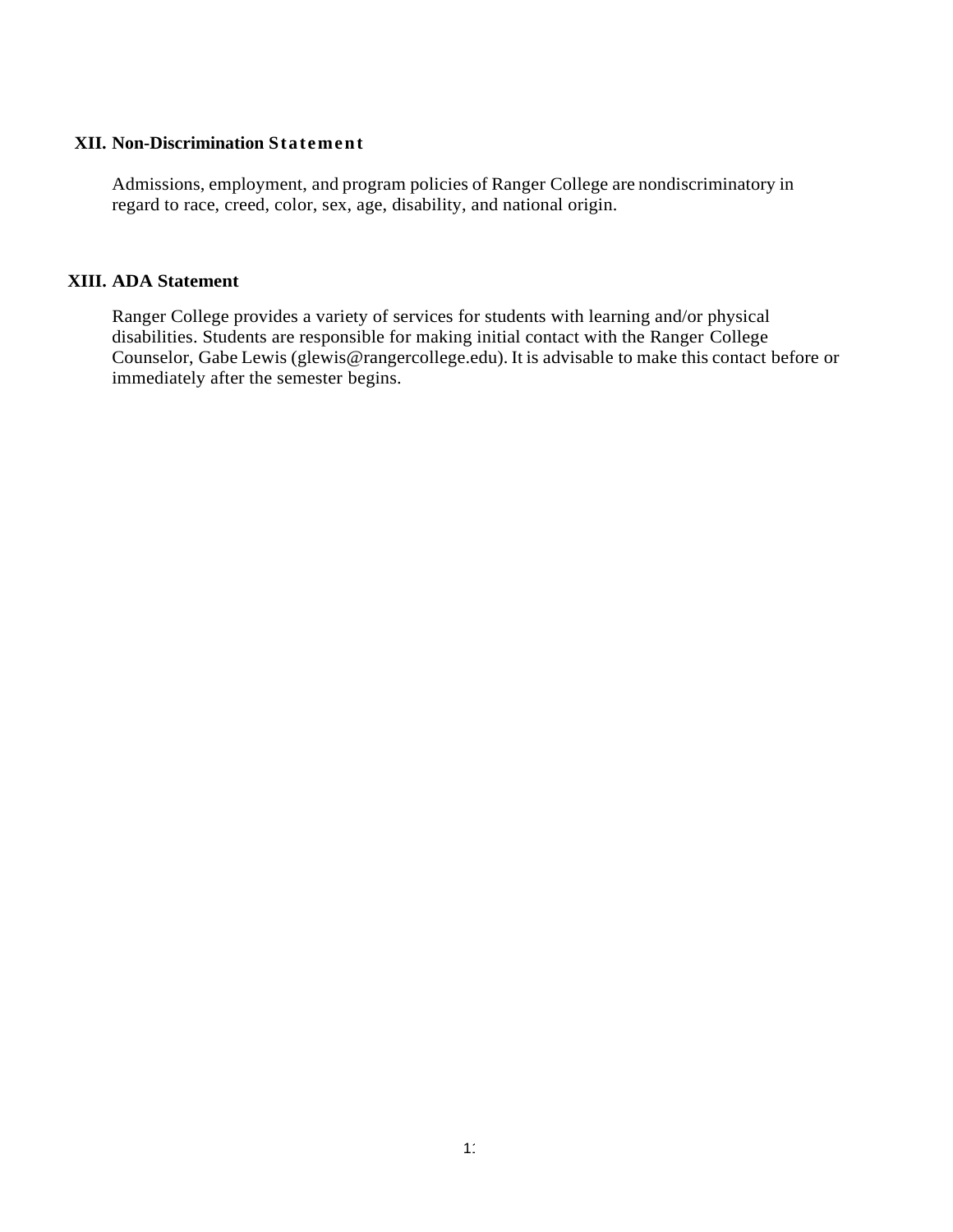## XII. Non-Discrimination Statement

Admissions, employment, and program policies of Ranger College are nondiscriminatory in regard to race, creed, color, sex, age, disability, and national origin.

## XIII. ADA Statement

Ranger College provides a variety of services for students with learning and/or physical disabilities. Students are responsible for making initial contact with the Ranger College Counselor, Gabe Lewis (glewis@rangercollege.edu). It is advisable to make this contact before or immediately after the semester begins.